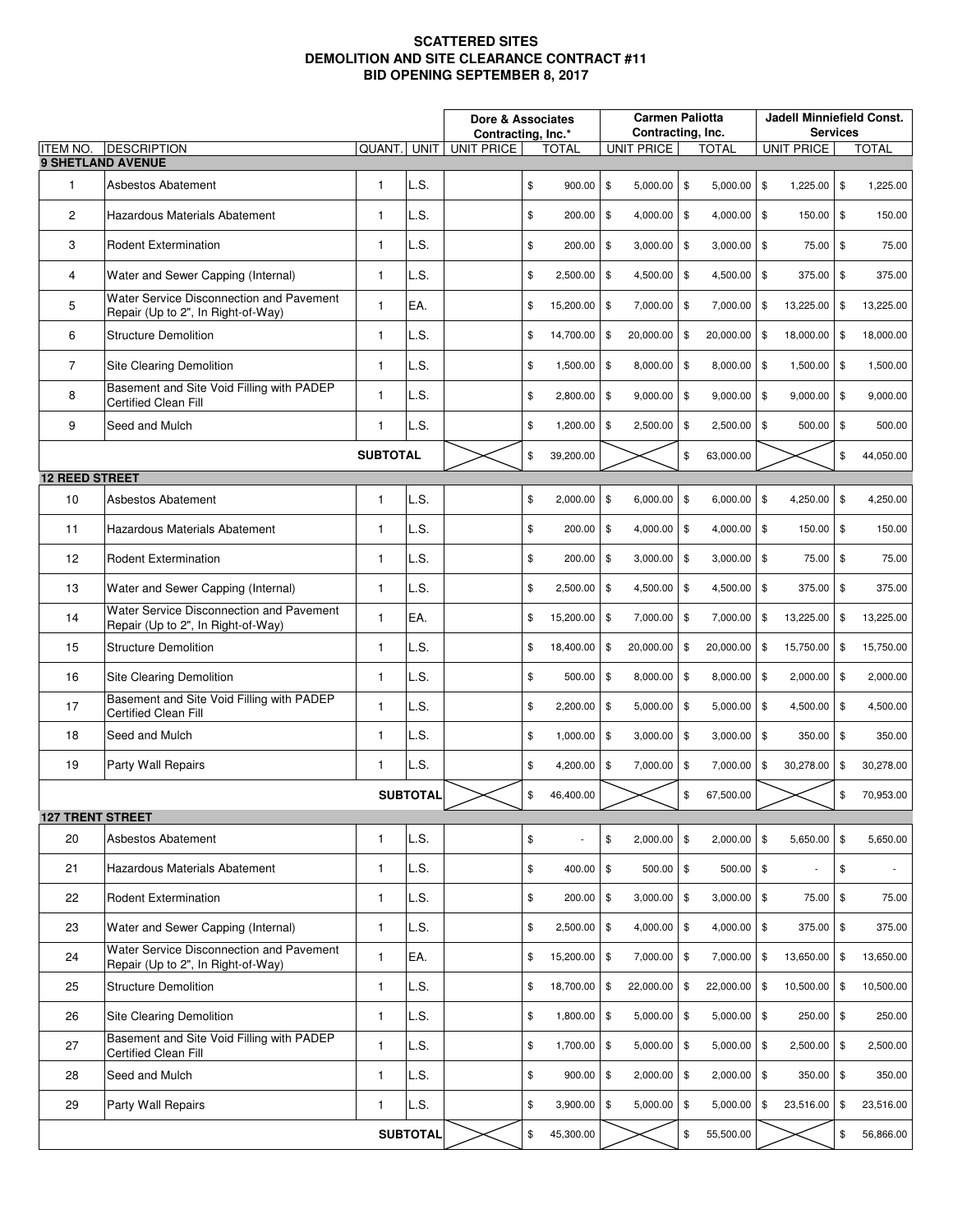# SCATTERED SITES
# DEMOLITION AND SITE CLEARANCE CONTRACT #11
# BID OPENING SEPTEMBER 8, 2017

| ITEM NO. | DESCRIPTION | QUANT. | UNIT | Dore & Associates Contracting, Inc.* | | Carmen Paliotta Contracting, Inc. | | Jadell Minniefield Const. Services | |
|---|---|---|---|---|---|---|---|---|---|
| | | | | UNIT PRICE | TOTAL | UNIT PRICE | TOTAL | UNIT PRICE | TOTAL |
| **9 SHETLAND AVENUE** | | | | | | | | | |
| 1 | Asbestos Abatement | 1 | L.S. | | $ 900.00 | $ 5,000.00 | $ 5,000.00 | $ 1,225.00 | $ 1,225.00 |
| 2 | Hazardous Materials Abatement | 1 | L.S. | | $ 200.00 | $ 4,000.00 | $ 4,000.00 | $ 150.00 | $ 150.00 |
| 3 | Rodent Extermination | 1 | L.S. | | $ 200.00 | $ 3,000.00 | $ 3,000.00 | $ 75.00 | $ 75.00 |
| 4 | Water and Sewer Capping (Internal) | 1 | L.S. | | $ 2,500.00 | $ 4,500.00 | $ 4,500.00 | $ 375.00 | $ 375.00 |
| 5 | Water Service Disconnection and Pavement Repair (Up to 2", In Right-of-Way) | 1 | EA. | | $ 15,200.00 | $ 7,000.00 | $ 7,000.00 | $ 13,225.00 | $ 13,225.00 |
| 6 | Structure Demolition | 1 | L.S. | | $ 14,700.00 | $ 20,000.00 | $ 20,000.00 | $ 18,000.00 | $ 18,000.00 |
| 7 | Site Clearing Demolition | 1 | L.S. | | $ 1,500.00 | $ 8,000.00 | $ 8,000.00 | $ 1,500.00 | $ 1,500.00 |
| 8 | Basement and Site Void Filling with PADEP Certified Clean Fill | 1 | L.S. | | $ 2,800.00 | $ 9,000.00 | $ 9,000.00 | $ 9,000.00 | $ 9,000.00 |
| 9 | Seed and Mulch | 1 | L.S. | | $ 1,200.00 | $ 2,500.00 | $ 2,500.00 | $ 500.00 | $ 500.00 |
| | | **SUBTOTAL** | | | $ 39,200.00 | | $ 63,000.00 | | $ 44,050.00 |
| **12 REED STREET** | | | | | | | | | |
| 10 | Asbestos Abatement | 1 | L.S. | | $ 2,000.00 | $ 6,000.00 | $ 6,000.00 | $ 4,250.00 | $ 4,250.00 |
| 11 | Hazardous Materials Abatement | 1 | L.S. | | $ 200.00 | $ 4,000.00 | $ 4,000.00 | $ 150.00 | $ 150.00 |
| 12 | Rodent Extermination | 1 | L.S. | | $ 200.00 | $ 3,000.00 | $ 3,000.00 | $ 75.00 | $ 75.00 |
| 13 | Water and Sewer Capping (Internal) | 1 | L.S. | | $ 2,500.00 | $ 4,500.00 | $ 4,500.00 | $ 375.00 | $ 375.00 |
| 14 | Water Service Disconnection and Pavement Repair (Up to 2", In Right-of-Way) | 1 | EA. | | $ 15,200.00 | $ 7,000.00 | $ 7,000.00 | $ 13,225.00 | $ 13,225.00 |
| 15 | Structure Demolition | 1 | L.S. | | $ 18,400.00 | $ 20,000.00 | $ 20,000.00 | $ 15,750.00 | $ 15,750.00 |
| 16 | Site Clearing Demolition | 1 | L.S. | | $ 500.00 | $ 8,000.00 | $ 8,000.00 | $ 2,000.00 | $ 2,000.00 |
| 17 | Basement and Site Void Filling with PADEP Certified Clean Fill | 1 | L.S. | | $ 2,200.00 | $ 5,000.00 | $ 5,000.00 | $ 4,500.00 | $ 4,500.00 |
| 18 | Seed and Mulch | 1 | L.S. | | $ 1,000.00 | $ 3,000.00 | $ 3,000.00 | $ 350.00 | $ 350.00 |
| 19 | Party Wall Repairs | 1 | L.S. | | $ 4,200.00 | $ 7,000.00 | $ 7,000.00 | $ 30,278.00 | $ 30,278.00 |
| | | | **SUBTOTAL** | | $ 46,400.00 | | $ 67,500.00 | | $ 70,953.00 |
| **127 TRENT STREET** | | | | | | | | | |
| 20 | Asbestos Abatement | 1 | L.S. | | $ - | $ 2,000.00 | $ 2,000.00 | $ 5,650.00 | $ 5,650.00 |
| 21 | Hazardous Materials Abatement | 1 | L.S. | | $ 400.00 | $ 500.00 | $ 500.00 | $ - | $ - |
| 22 | Rodent Extermination | 1 | L.S. | | $ 200.00 | $ 3,000.00 | $ 3,000.00 | $ 75.00 | $ 75.00 |
| 23 | Water and Sewer Capping (Internal) | 1 | L.S. | | $ 2,500.00 | $ 4,000.00 | $ 4,000.00 | $ 375.00 | $ 375.00 |
| 24 | Water Service Disconnection and Pavement Repair (Up to 2", In Right-of-Way) | 1 | EA. | | $ 15,200.00 | $ 7,000.00 | $ 7,000.00 | $ 13,650.00 | $ 13,650.00 |
| 25 | Structure Demolition | 1 | L.S. | | $ 18,700.00 | $ 22,000.00 | $ 22,000.00 | $ 10,500.00 | $ 10,500.00 |
| 26 | Site Clearing Demolition | 1 | L.S. | | $ 1,800.00 | $ 5,000.00 | $ 5,000.00 | $ 250.00 | $ 250.00 |
| 27 | Basement and Site Void Filling with PADEP Certified Clean Fill | 1 | L.S. | | $ 1,700.00 | $ 5,000.00 | $ 5,000.00 | $ 2,500.00 | $ 2,500.00 |
| 28 | Seed and Mulch | 1 | L.S. | | $ 900.00 | $ 2,000.00 | $ 2,000.00 | $ 350.00 | $ 350.00 |
| 29 | Party Wall Repairs | 1 | L.S. | | $ 3,900.00 | $ 5,000.00 | $ 5,000.00 | $ 23,516.00 | $ 23,516.00 |
| | | | **SUBTOTAL** | | $ 45,300.00 | | $ 55,500.00 | | $ 56,866.00 |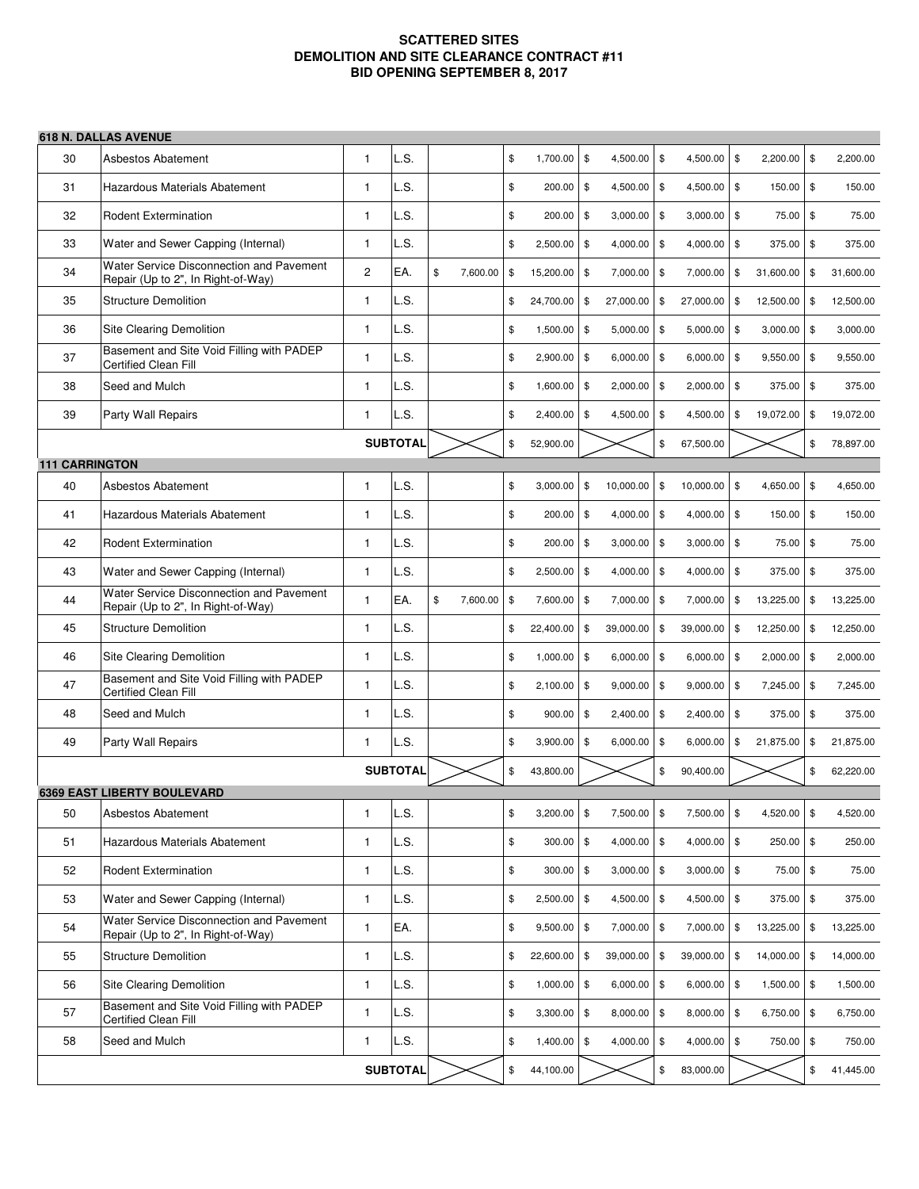**SCATTERED SITES**
**DEMOLITION AND SITE CLEARANCE CONTRACT #11**
**BID OPENING SEPTEMBER 8, 2017**

| | | | | | | | | | |
|---|---|---|---|---|---|---|---|---|---|
| **618 N. DALLAS AVENUE** | | | | | | | | | |
| 30 | Asbestos Abatement | 1 | L.S. | | $ 1,700.00 | $ 4,500.00 | $ 4,500.00 | $ 2,200.00 | $ 2,200.00 |
| 31 | Hazardous Materials Abatement | 1 | L.S. | | $ 200.00 | $ 4,500.00 | $ 4,500.00 | $ 150.00 | $ 150.00 |
| 32 | Rodent Extermination | 1 | L.S. | | $ 200.00 | $ 3,000.00 | $ 3,000.00 | $ 75.00 | $ 75.00 |
| 33 | Water and Sewer Capping (Internal) | 1 | L.S. | | $ 2,500.00 | $ 4,000.00 | $ 4,000.00 | $ 375.00 | $ 375.00 |
| 34 | Water Service Disconnection and Pavement Repair (Up to 2", In Right-of-Way) | 2 | EA. | $ 7,600.00 | $ 15,200.00 | $ 7,000.00 | $ 7,000.00 | $ 31,600.00 | $ 31,600.00 |
| 35 | Structure Demolition | 1 | L.S. | | $ 24,700.00 | $ 27,000.00 | $ 27,000.00 | $ 12,500.00 | $ 12,500.00 |
| 36 | Site Clearing Demolition | 1 | L.S. | | $ 1,500.00 | $ 5,000.00 | $ 5,000.00 | $ 3,000.00 | $ 3,000.00 |
| 37 | Basement and Site Void Filling with PADEP Certified Clean Fill | 1 | L.S. | | $ 2,900.00 | $ 6,000.00 | $ 6,000.00 | $ 9,550.00 | $ 9,550.00 |
| 38 | Seed and Mulch | 1 | L.S. | | $ 1,600.00 | $ 2,000.00 | $ 2,000.00 | $ 375.00 | $ 375.00 |
| 39 | Party Wall Repairs | 1 | L.S. | | $ 2,400.00 | $ 4,500.00 | $ 4,500.00 | $ 19,072.00 | $ 19,072.00 |
| | | **SUBTOTAL** | | | $ 52,900.00 | | $ 67,500.00 | | $ 78,897.00 |
| **111 CARRINGTON** | | | | | | | | | |
| 40 | Asbestos Abatement | 1 | L.S. | | $ 3,000.00 | $ 10,000.00 | $ 10,000.00 | $ 4,650.00 | $ 4,650.00 |
| 41 | Hazardous Materials Abatement | 1 | L.S. | | $ 200.00 | $ 4,000.00 | $ 4,000.00 | $ 150.00 | $ 150.00 |
| 42 | Rodent Extermination | 1 | L.S. | | $ 200.00 | $ 3,000.00 | $ 3,000.00 | $ 75.00 | $ 75.00 |
| 43 | Water and Sewer Capping (Internal) | 1 | L.S. | | $ 2,500.00 | $ 4,000.00 | $ 4,000.00 | $ 375.00 | $ 375.00 |
| 44 | Water Service Disconnection and Pavement Repair (Up to 2", In Right-of-Way) | 1 | EA. | $ 7,600.00 | $ 7,600.00 | $ 7,000.00 | $ 7,000.00 | $ 13,225.00 | $ 13,225.00 |
| 45 | Structure Demolition | 1 | L.S. | | $ 22,400.00 | $ 39,000.00 | $ 39,000.00 | $ 12,250.00 | $ 12,250.00 |
| 46 | Site Clearing Demolition | 1 | L.S. | | $ 1,000.00 | $ 6,000.00 | $ 6,000.00 | $ 2,000.00 | $ 2,000.00 |
| 47 | Basement and Site Void Filling with PADEP Certified Clean Fill | 1 | L.S. | | $ 2,100.00 | $ 9,000.00 | $ 9,000.00 | $ 7,245.00 | $ 7,245.00 |
| 48 | Seed and Mulch | 1 | L.S. | | $ 900.00 | $ 2,400.00 | $ 2,400.00 | $ 375.00 | $ 375.00 |
| 49 | Party Wall Repairs | 1 | L.S. | | $ 3,900.00 | $ 6,000.00 | $ 6,000.00 | $ 21,875.00 | $ 21,875.00 |
| | | **SUBTOTAL** | | | $ 43,800.00 | | $ 90,400.00 | | $ 62,220.00 |
| **6369 EAST LIBERTY BOULEVARD** | | | | | | | | | |
| 50 | Asbestos Abatement | 1 | L.S. | | $ 3,200.00 | $ 7,500.00 | $ 7,500.00 | $ 4,520.00 | $ 4,520.00 |
| 51 | Hazardous Materials Abatement | 1 | L.S. | | $ 300.00 | $ 4,000.00 | $ 4,000.00 | $ 250.00 | $ 250.00 |
| 52 | Rodent Extermination | 1 | L.S. | | $ 300.00 | $ 3,000.00 | $ 3,000.00 | $ 75.00 | $ 75.00 |
| 53 | Water and Sewer Capping (Internal) | 1 | L.S. | | $ 2,500.00 | $ 4,500.00 | $ 4,500.00 | $ 375.00 | $ 375.00 |
| 54 | Water Service Disconnection and Pavement Repair (Up to 2", In Right-of-Way) | 1 | EA. | | $ 9,500.00 | $ 7,000.00 | $ 7,000.00 | $ 13,225.00 | $ 13,225.00 |
| 55 | Structure Demolition | 1 | L.S. | | $ 22,600.00 | $ 39,000.00 | $ 39,000.00 | $ 14,000.00 | $ 14,000.00 |
| 56 | Site Clearing Demolition | 1 | L.S. | | $ 1,000.00 | $ 6,000.00 | $ 6,000.00 | $ 1,500.00 | $ 1,500.00 |
| 57 | Basement and Site Void Filling with PADEP Certified Clean Fill | 1 | L.S. | | $ 3,300.00 | $ 8,000.00 | $ 8,000.00 | $ 6,750.00 | $ 6,750.00 |
| 58 | Seed and Mulch | 1 | L.S. | | $ 1,400.00 | $ 4,000.00 | $ 4,000.00 | $ 750.00 | $ 750.00 |
| | | **SUBTOTAL** | | | $ 44,100.00 | | $ 83,000.00 | | $ 41,445.00 |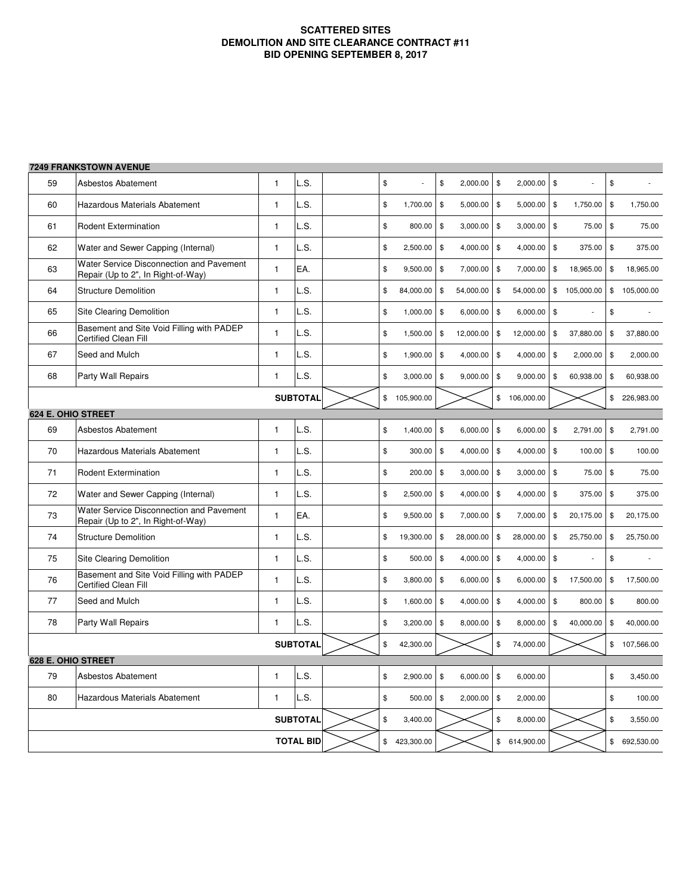**SCATTERED SITES**
**DEMOLITION AND SITE CLEARANCE CONTRACT #11**
**BID OPENING SEPTEMBER 8, 2017**

| | | | | | | | | | | |
|---|---|---|---|---|---|---|---|---|---|---|
| **7249 FRANKSTOWN AVENUE** | | | | | | | | | | |
| 59 | Asbestos Abatement | 1 | L.S. | | $ - | $ 2,000.00 | $ 2,000.00 | $ - | $ - |
| 60 | Hazardous Materials Abatement | 1 | L.S. | | $ 1,700.00 | $ 5,000.00 | $ 5,000.00 | $ 1,750.00 | $ 1,750.00 |
| 61 | Rodent Extermination | 1 | L.S. | | $ 800.00 | $ 3,000.00 | $ 3,000.00 | $ 75.00 | $ 75.00 |
| 62 | Water and Sewer Capping (Internal) | 1 | L.S. | | $ 2,500.00 | $ 4,000.00 | $ 4,000.00 | $ 375.00 | $ 375.00 |
| 63 | Water Service Disconnection and Pavement Repair (Up to 2", In Right-of-Way) | 1 | EA. | | $ 9,500.00 | $ 7,000.00 | $ 7,000.00 | $ 18,965.00 | $ 18,965.00 |
| 64 | Structure Demolition | 1 | L.S. | | $ 84,000.00 | $ 54,000.00 | $ 54,000.00 | $ 105,000.00 | $ 105,000.00 |
| 65 | Site Clearing Demolition | 1 | L.S. | | $ 1,000.00 | $ 6,000.00 | $ 6,000.00 | $ - | $ - |
| 66 | Basement and Site Void Filling with PADEP Certified Clean Fill | 1 | L.S. | | $ 1,500.00 | $ 12,000.00 | $ 12,000.00 | $ 37,880.00 | $ 37,880.00 |
| 67 | Seed and Mulch | 1 | L.S. | | $ 1,900.00 | $ 4,000.00 | $ 4,000.00 | $ 2,000.00 | $ 2,000.00 |
| 68 | Party Wall Repairs | 1 | L.S. | | $ 3,000.00 | $ 9,000.00 | $ 9,000.00 | $ 60,938.00 | $ 60,938.00 |
| | | **SUBTOTAL** | | | $ 105,900.00 | | $ 106,000.00 | | $ 226,983.00 |
| **624 E. OHIO STREET** | | | | | | | | | | |
| 69 | Asbestos Abatement | 1 | L.S. | | $ 1,400.00 | $ 6,000.00 | $ 6,000.00 | $ 2,791.00 | $ 2,791.00 |
| 70 | Hazardous Materials Abatement | 1 | L.S. | | $ 300.00 | $ 4,000.00 | $ 4,000.00 | $ 100.00 | $ 100.00 |
| 71 | Rodent Extermination | 1 | L.S. | | $ 200.00 | $ 3,000.00 | $ 3,000.00 | $ 75.00 | $ 75.00 |
| 72 | Water and Sewer Capping (Internal) | 1 | L.S. | | $ 2,500.00 | $ 4,000.00 | $ 4,000.00 | $ 375.00 | $ 375.00 |
| 73 | Water Service Disconnection and Pavement Repair (Up to 2", In Right-of-Way) | 1 | EA. | | $ 9,500.00 | $ 7,000.00 | $ 7,000.00 | $ 20,175.00 | $ 20,175.00 |
| 74 | Structure Demolition | 1 | L.S. | | $ 19,300.00 | $ 28,000.00 | $ 28,000.00 | $ 25,750.00 | $ 25,750.00 |
| 75 | Site Clearing Demolition | 1 | L.S. | | $ 500.00 | $ 4,000.00 | $ 4,000.00 | $ - | $ - |
| 76 | Basement and Site Void Filling with PADEP Certified Clean Fill | 1 | L.S. | | $ 3,800.00 | $ 6,000.00 | $ 6,000.00 | $ 17,500.00 | $ 17,500.00 |
| 77 | Seed and Mulch | 1 | L.S. | | $ 1,600.00 | $ 4,000.00 | $ 4,000.00 | $ 800.00 | $ 800.00 |
| 78 | Party Wall Repairs | 1 | L.S. | | $ 3,200.00 | $ 8,000.00 | $ 8,000.00 | $ 40,000.00 | $ 40,000.00 |
| | | **SUBTOTAL** | | | $ 42,300.00 | | $ 74,000.00 | | $ 107,566.00 |
| **628 E. OHIO STREET** | | | | | | | | | | |
| 79 | Asbestos Abatement | 1 | L.S. | | $ 2,900.00 | $ 6,000.00 | $ 6,000.00 | | $ 3,450.00 |
| 80 | Hazardous Materials Abatement | 1 | L.S. | | $ 500.00 | $ 2,000.00 | $ 2,000.00 | | $ 100.00 |
| | | **SUBTOTAL** | | | $ 3,400.00 | | $ 8,000.00 | | $ 3,550.00 |
| | | **TOTAL BID** | | | $ 423,300.00 | | $ 614,900.00 | | $ 692,530.00 |